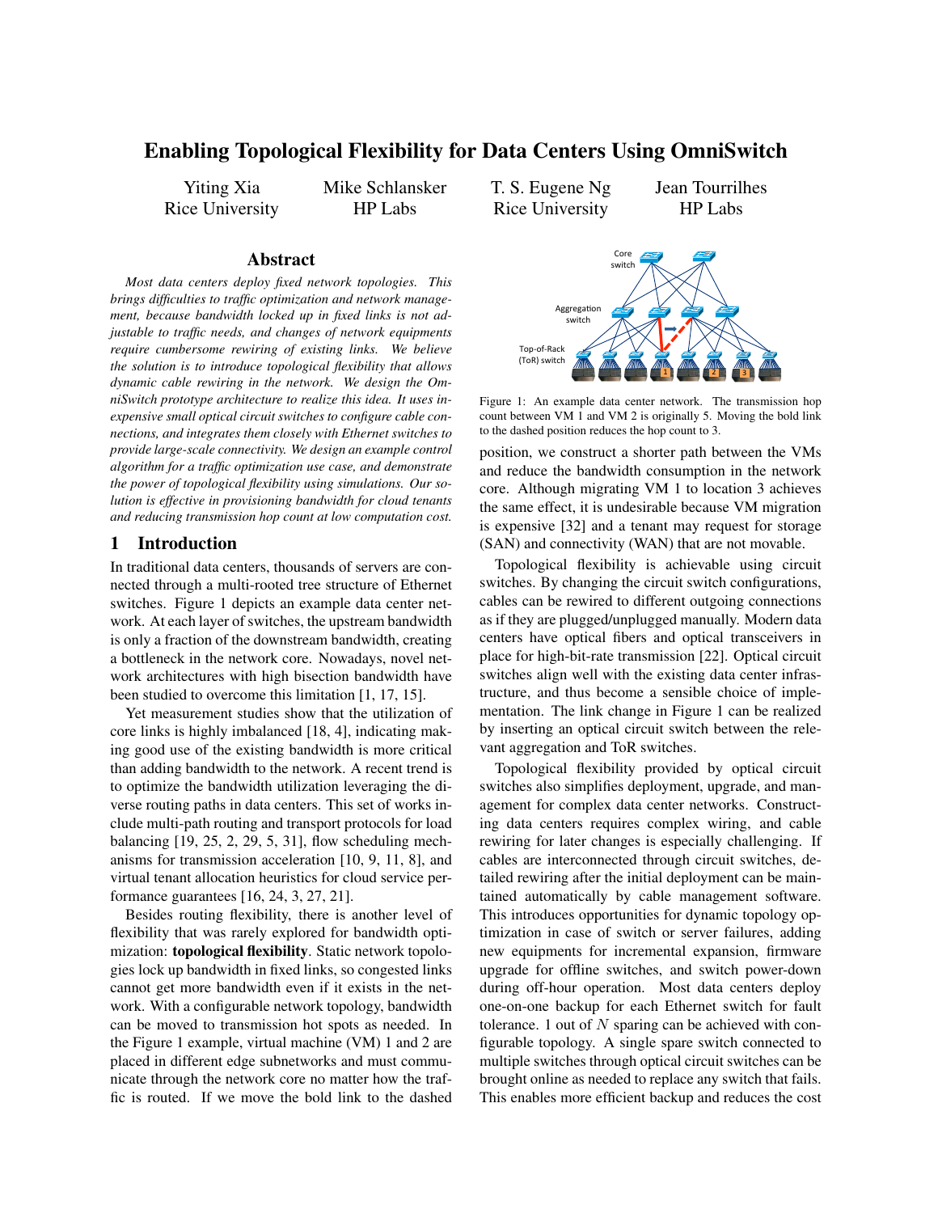# Enabling Topological Flexibility for Data Centers Using OmniSwitch

Yiting Xia, Rice University
Mike Schlansker, HP Labs
T. S. Eugene Ng, Rice University
Jean Tourrilhes, HP Labs

## Abstract

*Most data centers deploy fixed network topologies. This brings difficulties to traffic optimization and network management, because bandwidth locked up in fixed links is not adjustable to traffic needs, and changes of network equipments require cumbersome rewiring of existing links. We believe the solution is to introduce topological flexibility that allows dynamic cable rewiring in the network. We design the OmniSwitch prototype architecture to realize this idea. It uses inexpensive small optical circuit switches to configure cable connections, and integrates them closely with Ethernet switches to provide large-scale connectivity. We design an example control algorithm for a traffic optimization use case, and demonstrate the power of topological flexibility using simulations. Our solution is effective in provisioning bandwidth for cloud tenants and reducing transmission hop count at low computation cost.*

## 1 Introduction

In traditional data centers, thousands of servers are connected through a multi-rooted tree structure of Ethernet switches. Figure 1 depicts an example data center network. At each layer of switches, the upstream bandwidth is only a fraction of the downstream bandwidth, creating a bottleneck in the network core. Nowadays, novel network architectures with high bisection bandwidth have been studied to overcome this limitation [1, 17, 15].

Yet measurement studies show that the utilization of core links is highly imbalanced [18, 4], indicating making good use of the existing bandwidth is more critical than adding bandwidth to the network. A recent trend is to optimize the bandwidth utilization leveraging the diverse routing paths in data centers. This set of works include multi-path routing and transport protocols for load balancing [19, 25, 2, 29, 5, 31], flow scheduling mechanisms for transmission acceleration [10, 9, 11, 8], and virtual tenant allocation heuristics for cloud service performance guarantees [16, 24, 3, 27, 21].

Besides routing flexibility, there is another level of flexibility that was rarely explored for bandwidth optimization: **topological flexibility**. Static network topologies lock up bandwidth in fixed links, so congested links cannot get more bandwidth even if it exists in the network. With a configurable network topology, bandwidth can be moved to transmission hot spots as needed. In the Figure 1 example, virtual machine (VM) 1 and 2 are placed in different edge subnetworks and must communicate through the network core no matter how the traffic is routed. If we move the bold link to the dashed position, we construct a shorter path between the VMs and reduce the bandwidth consumption in the network core. Although migrating VM 1 to location 3 achieves the same effect, it is undesirable because VM migration is expensive [32] and a tenant may request for storage (SAN) and connectivity (WAN) that are not movable.

Figure 1: An example data center network. The transmission hop count between VM 1 and VM 2 is originally 5. Moving the bold link to the dashed position reduces the hop count to 3.

Topological flexibility is achievable using circuit switches. By changing the circuit switch configurations, cables can be rewired to different outgoing connections as if they are plugged/unplugged manually. Modern data centers have optical fibers and optical transceivers in place for high-bit-rate transmission [22]. Optical circuit switches align well with the existing data center infrastructure, and thus become a sensible choice of implementation. The link change in Figure 1 can be realized by inserting an optical circuit switch between the relevant aggregation and ToR switches.

Topological flexibility provided by optical circuit switches also simplifies deployment, upgrade, and management for complex data center networks. Constructing data centers requires complex wiring, and cable rewiring for later changes is especially challenging. If cables are interconnected through circuit switches, detailed rewiring after the initial deployment can be maintained automatically by cable management software. This introduces opportunities for dynamic topology optimization in case of switch or server failures, adding new equipments for incremental expansion, firmware upgrade for offline switches, and switch power-down during off-hour operation. Most data centers deploy one-on-one backup for each Ethernet switch for fault tolerance. 1 out of $N$ sparing can be achieved with configurable topology. A single spare switch connected to multiple switches through optical circuit switches can be brought online as needed to replace any switch that fails. This enables more efficient backup and reduces the cost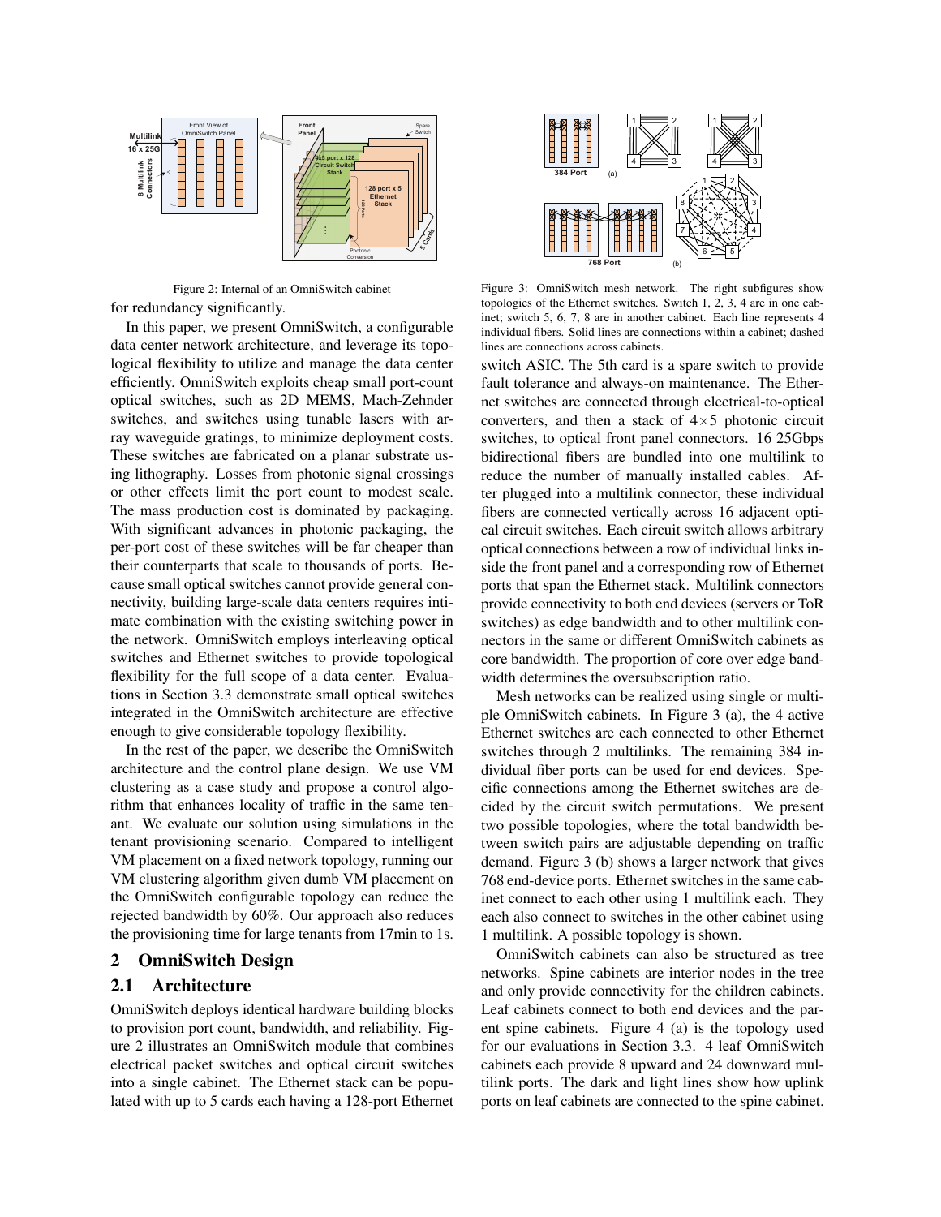Figure 2: Internal of an OmniSwitch cabinet

for redundancy significantly.

In this paper, we present OmniSwitch, a configurable data center network architecture, and leverage its topological flexibility to utilize and manage the data center efficiently. OmniSwitch exploits cheap small port-count optical switches, such as 2D MEMS, Mach-Zehnder switches, and switches using tunable lasers with array waveguide gratings, to minimize deployment costs. These switches are fabricated on a planar substrate using lithography. Losses from photonic signal crossings or other effects limit the port count to modest scale. The mass production cost is dominated by packaging. With significant advances in photonic packaging, the per-port cost of these switches will be far cheaper than their counterparts that scale to thousands of ports. Because small optical switches cannot provide general connectivity, building large-scale data centers requires intimate combination with the existing switching power in the network. OmniSwitch employs interleaving optical switches and Ethernet switches to provide topological flexibility for the full scope of a data center. Evaluations in Section 3.3 demonstrate small optical switches integrated in the OmniSwitch architecture are effective enough to give considerable topology flexibility.

In the rest of the paper, we describe the OmniSwitch architecture and the control plane design. We use VM clustering as a case study and propose a control algorithm that enhances locality of traffic in the same tenant. We evaluate our solution using simulations in the tenant provisioning scenario. Compared to intelligent VM placement on a fixed network topology, running our VM clustering algorithm given dumb VM placement on the OmniSwitch configurable topology can reduce the rejected bandwidth by 60%. Our approach also reduces the provisioning time for large tenants from 17min to 1s.

## 2 OmniSwitch Design

### 2.1 Architecture

OmniSwitch deploys identical hardware building blocks to provision port count, bandwidth, and reliability. Figure 2 illustrates an OmniSwitch module that combines electrical packet switches and optical circuit switches into a single cabinet. The Ethernet stack can be populated with up to 5 cards each having a 128-port Ethernet switch ASIC. The 5th card is a spare switch to provide fault tolerance and always-on maintenance. The Ethernet switches are connected through electrical-to-optical converters, and then a stack of $4 \times 5$ photonic circuit switches, to optical front panel connectors. 16 25Gbps bidirectional fibers are bundled into one multilink to reduce the number of manually installed cables. After plugged into a multilink connector, these individual fibers are connected vertically across 16 adjacent optical circuit switches. Each circuit switch allows arbitrary optical connections between a row of individual links inside the front panel and a corresponding row of Ethernet ports that span the Ethernet stack. Multilink connectors provide connectivity to both end devices (servers or ToR switches) as edge bandwidth and to other multilink connectors in the same or different OmniSwitch cabinets as core bandwidth. The proportion of core over edge bandwidth determines the oversubscription ratio.

Figure 3: OmniSwitch mesh network. The right subfigures show topologies of the Ethernet switches. Switch 1, 2, 3, 4 are in one cabinet; switch 5, 6, 7, 8 are in another cabinet. Each line represents 4 individual fibers. Solid lines are connections within a cabinet; dashed lines are connections across cabinets.

Mesh networks can be realized using single or multiple OmniSwitch cabinets. In Figure 3 (a), the 4 active Ethernet switches are each connected to other Ethernet switches through 2 multilinks. The remaining 384 individual fiber ports can be used for end devices. Specific connections among the Ethernet switches are decided by the circuit switch permutations. We present two possible topologies, where the total bandwidth between switch pairs are adjustable depending on traffic demand. Figure 3 (b) shows a larger network that gives 768 end-device ports. Ethernet switches in the same cabinet connect to each other using 1 multilink each. They each also connect to switches in the other cabinet using 1 multilink. A possible topology is shown.

OmniSwitch cabinets can also be structured as tree networks. Spine cabinets are interior nodes in the tree and only provide connectivity for the children cabinets. Leaf cabinets connect to both end devices and the parent spine cabinets. Figure 4 (a) is the topology used for our evaluations in Section 3.3. 4 leaf OmniSwitch cabinets each provide 8 upward and 24 downward multilink ports. The dark and light lines show how uplink ports on leaf cabinets are connected to the spine cabinet.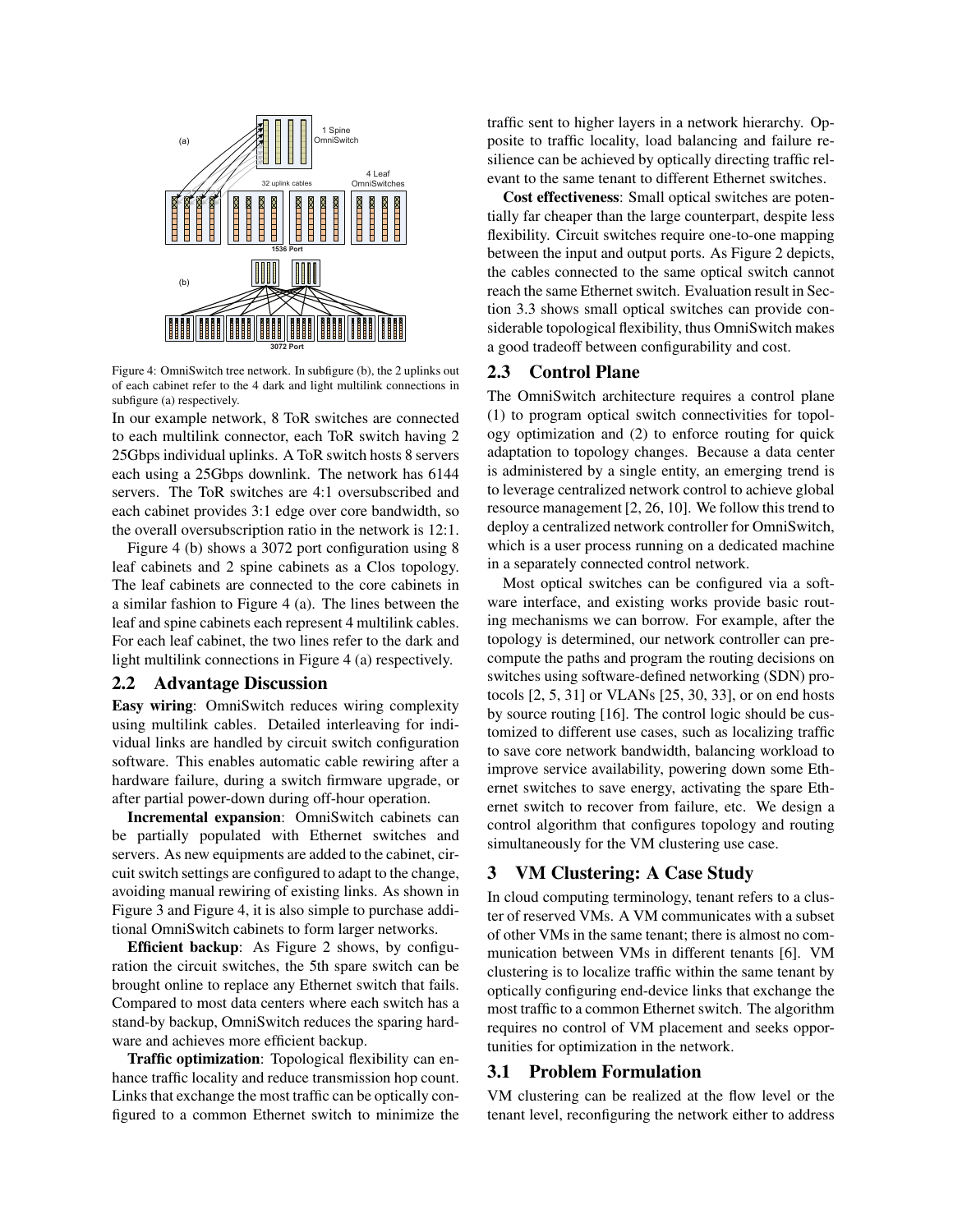Figure 4: OmniSwitch tree network. In subfigure (b), the 2 uplinks out of each cabinet refer to the 4 dark and light multilink connections in subfigure (a) respectively.

In our example network, 8 ToR switches are connected to each multilink connector, each ToR switch having 2 25Gbps individual uplinks. A ToR switch hosts 8 servers each using a 25Gbps downlink. The network has 6144 servers. The ToR switches are 4:1 oversubscribed and each cabinet provides 3:1 edge over core bandwidth, so the overall oversubscription ratio in the network is 12:1.

Figure 4 (b) shows a 3072 port configuration using 8 leaf cabinets and 2 spine cabinets as a Clos topology. The leaf cabinets are connected to the core cabinets in a similar fashion to Figure 4 (a). The lines between the leaf and spine cabinets each represent 4 multilink cables. For each leaf cabinet, the two lines refer to the dark and light multilink connections in Figure 4 (a) respectively.

## 2.2 Advantage Discussion

**Easy wiring**: OmniSwitch reduces wiring complexity using multilink cables. Detailed interleaving for individual links are handled by circuit switch configuration software. This enables automatic cable rewiring after a hardware failure, during a switch firmware upgrade, or after partial power-down during off-hour operation.

**Incremental expansion**: OmniSwitch cabinets can be partially populated with Ethernet switches and servers. As new equipments are added to the cabinet, circuit switch settings are configured to adapt to the change, avoiding manual rewiring of existing links. As shown in Figure 3 and Figure 4, it is also simple to purchase additional OmniSwitch cabinets to form larger networks.

**Efficient backup**: As Figure 2 shows, by configuration the circuit switches, the 5th spare switch can be brought online to replace any Ethernet switch that fails. Compared to most data centers where each switch has a stand-by backup, OmniSwitch reduces the sparing hardware and achieves more efficient backup.

**Traffic optimization**: Topological flexibility can enhance traffic locality and reduce transmission hop count. Links that exchange the most traffic can be optically configured to a common Ethernet switch to minimize the traffic sent to higher layers in a network hierarchy. Opposite to traffic locality, load balancing and failure resilience can be achieved by optically directing traffic relevant to the same tenant to different Ethernet switches.

**Cost effectiveness**: Small optical switches are potentially far cheaper than the large counterpart, despite less flexibility. Circuit switches require one-to-one mapping between the input and output ports. As Figure 2 depicts, the cables connected to the same optical switch cannot reach the same Ethernet switch. Evaluation result in Section 3.3 shows small optical switches can provide considerable topological flexibility, thus OmniSwitch makes a good tradeoff between configurability and cost.

## 2.3 Control Plane

The OmniSwitch architecture requires a control plane (1) to program optical switch connectivities for topology optimization and (2) to enforce routing for quick adaptation to topology changes. Because a data center is administered by a single entity, an emerging trend is to leverage centralized network control to achieve global resource management [2, 26, 10]. We follow this trend to deploy a centralized network controller for OmniSwitch, which is a user process running on a dedicated machine in a separately connected control network.

Most optical switches can be configured via a software interface, and existing works provide basic routing mechanisms we can borrow. For example, after the topology is determined, our network controller can precompute the paths and program the routing decisions on switches using software-defined networking (SDN) protocols [2, 5, 31] or VLANs [25, 30, 33], or on end hosts by source routing [16]. The control logic should be customized to different use cases, such as localizing traffic to save core network bandwidth, balancing workload to improve service availability, powering down some Ethernet switches to save energy, activating the spare Ethernet switch to recover from failure, etc. We design a control algorithm that configures topology and routing simultaneously for the VM clustering use case.

# 3 VM Clustering: A Case Study

In cloud computing terminology, tenant refers to a cluster of reserved VMs. A VM communicates with a subset of other VMs in the same tenant; there is almost no communication between VMs in different tenants [6]. VM clustering is to localize traffic within the same tenant by optically configuring end-device links that exchange the most traffic to a common Ethernet switch. The algorithm requires no control of VM placement and seeks opportunities for optimization in the network.

## 3.1 Problem Formulation

VM clustering can be realized at the flow level or the tenant level, reconfiguring the network either to address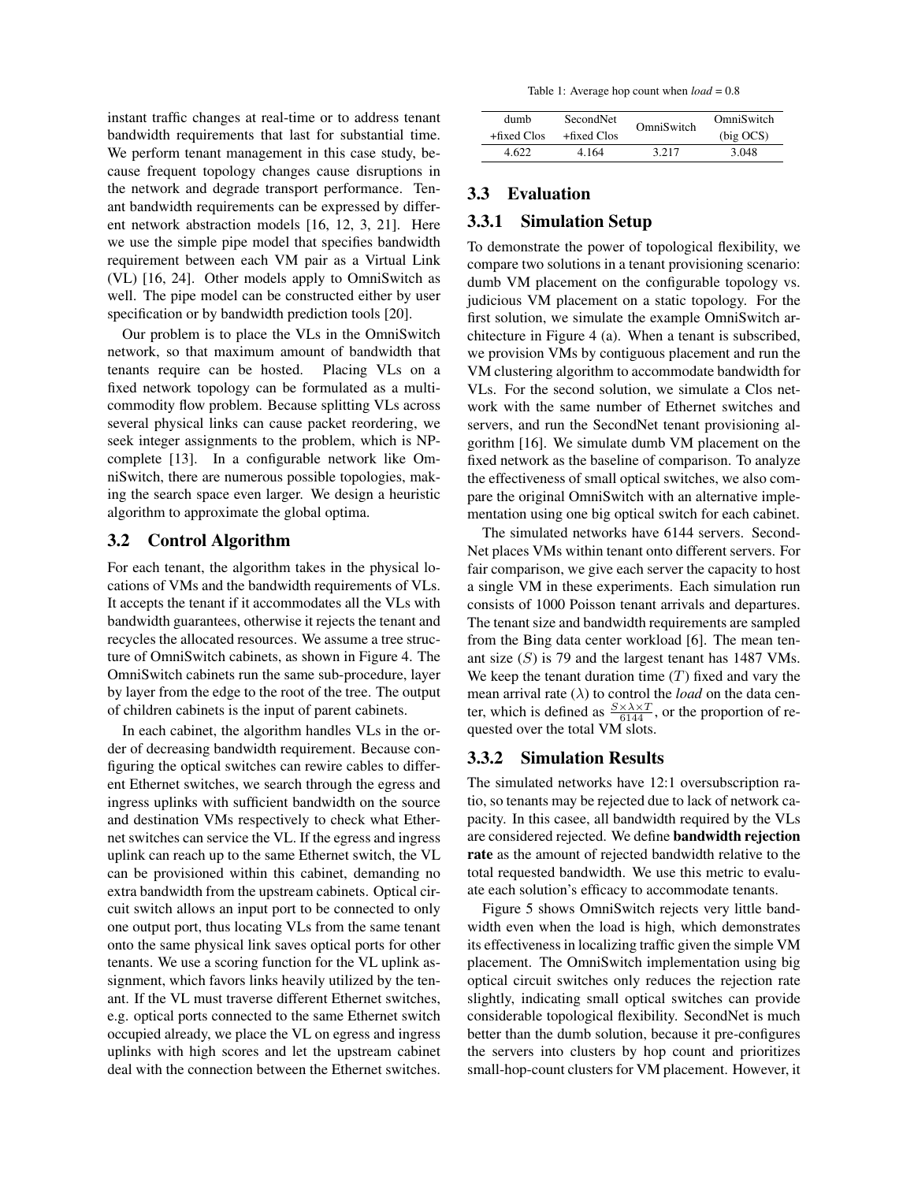instant traffic changes at real-time or to address tenant bandwidth requirements that last for substantial time. We perform tenant management in this case study, because frequent topology changes cause disruptions in the network and degrade transport performance. Tenant bandwidth requirements can be expressed by different network abstraction models [16, 12, 3, 21]. Here we use the simple pipe model that specifies bandwidth requirement between each VM pair as a Virtual Link (VL) [16, 24]. Other models apply to OmniSwitch as well. The pipe model can be constructed either by user specification or by bandwidth prediction tools [20].

Our problem is to place the VLs in the OmniSwitch network, so that maximum amount of bandwidth that tenants require can be hosted. Placing VLs on a fixed network topology can be formulated as a multi-commodity flow problem. Because splitting VLs across several physical links can cause packet reordering, we seek integer assignments to the problem, which is NP-complete [13]. In a configurable network like OmniSwitch, there are numerous possible topologies, making the search space even larger. We design a heuristic algorithm to approximate the global optima.

## 3.2 Control Algorithm

For each tenant, the algorithm takes in the physical locations of VMs and the bandwidth requirements of VLs. It accepts the tenant if it accommodates all the VLs with bandwidth guarantees, otherwise it rejects the tenant and recycles the allocated resources. We assume a tree structure of OmniSwitch cabinets, as shown in Figure 4. The OmniSwitch cabinets run the same sub-procedure, layer by layer from the edge to the root of the tree. The output of children cabinets is the input of parent cabinets.

In each cabinet, the algorithm handles VLs in the order of decreasing bandwidth requirement. Because configuring the optical switches can rewire cables to different Ethernet switches, we search through the egress and ingress uplinks with sufficient bandwidth on the source and destination VMs respectively to check what Ethernet switches can service the VL. If the egress and ingress uplink can reach up to the same Ethernet switch, the VL can be provisioned within this cabinet, demanding no extra bandwidth from the upstream cabinets. Optical circuit switch allows an input port to be connected to only one output port, thus locating VLs from the same tenant onto the same physical link saves optical ports for other tenants. We use a scoring function for the VL uplink assignment, which favors links heavily utilized by the tenant. If the VL must traverse different Ethernet switches, e.g. optical ports connected to the same Ethernet switch occupied already, we place the VL on egress and ingress uplinks with high scores and let the upstream cabinet deal with the connection between the Ethernet switches.

Table 1: Average hop count when *load* = 0.8

| dumb +fixed Clos | SecondNet +fixed Clos | OmniSwitch | OmniSwitch (big OCS) |
|---|---|---|---|
| 4.622 | 4.164 | 3.217 | 3.048 |

## 3.3 Evaluation

### 3.3.1 Simulation Setup

To demonstrate the power of topological flexibility, we compare two solutions in a tenant provisioning scenario: dumb VM placement on the configurable topology vs. judicious VM placement on a static topology. For the first solution, we simulate the example OmniSwitch architecture in Figure 4 (a). When a tenant is subscribed, we provision VMs by contiguous placement and run the VM clustering algorithm to accommodate bandwidth for VLs. For the second solution, we simulate a Clos network with the same number of Ethernet switches and servers, and run the SecondNet tenant provisioning algorithm [16]. We simulate dumb VM placement on the fixed network as the baseline of comparison. To analyze the effectiveness of small optical switches, we also compare the original OmniSwitch with an alternative implementation using one big optical switch for each cabinet.

The simulated networks have 6144 servers. SecondNet places VMs within tenant onto different servers. For fair comparison, we give each server the capacity to host a single VM in these experiments. Each simulation run consists of 1000 Poisson tenant arrivals and departures. The tenant size and bandwidth requirements are sampled from the Bing data center workload [6]. The mean tenant size ($S$) is 79 and the largest tenant has 1487 VMs. We keep the tenant duration time ($T$) fixed and vary the mean arrival rate ($\lambda$) to control the *load* on the data center, which is defined as $\frac{S \times \lambda \times T}{6144}$, or the proportion of requested over the total VM slots.

### 3.3.2 Simulation Results

The simulated networks have 12:1 oversubscription ratio, so tenants may be rejected due to lack of network capacity. In this casee, all bandwidth required by the VLs are considered rejected. We define **bandwidth rejection rate** as the amount of rejected bandwidth relative to the total requested bandwidth. We use this metric to evaluate each solution's efficacy to accommodate tenants.

Figure 5 shows OmniSwitch rejects very little bandwidth even when the load is high, which demonstrates its effectiveness in localizing traffic given the simple VM placement. The OmniSwitch implementation using big optical circuit switches only reduces the rejection rate slightly, indicating small optical switches can provide considerable topological flexibility. SecondNet is much better than the dumb solution, because it pre-configures the servers into clusters by hop count and prioritizes small-hop-count clusters for VM placement. However, it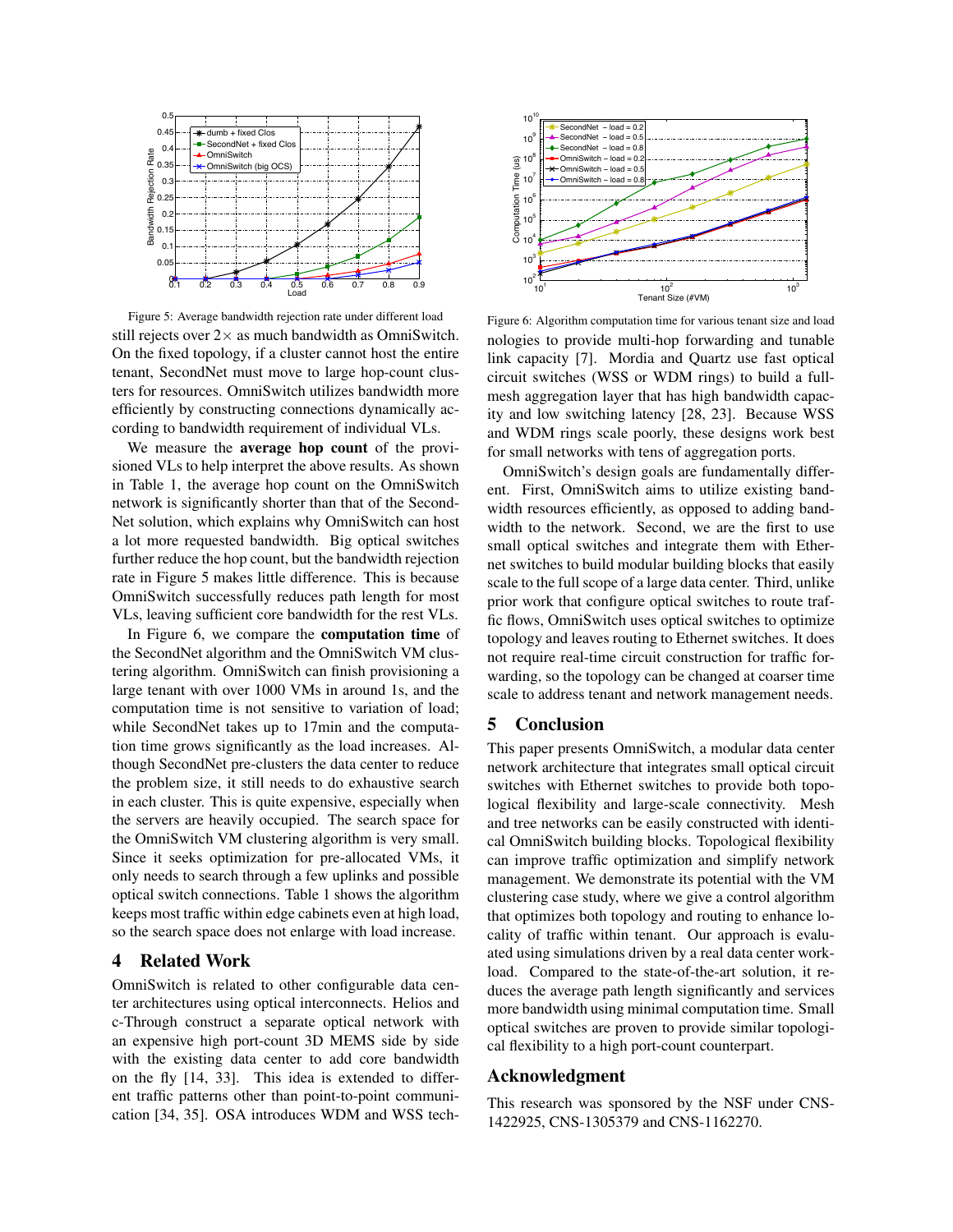Figure 5: Average bandwidth rejection rate under different load

still rejects over 2× as much bandwidth as OmniSwitch. On the fixed topology, if a cluster cannot host the entire tenant, SecondNet must move to large hop-count clusters for resources. OmniSwitch utilizes bandwidth more efficiently by constructing connections dynamically according to bandwidth requirement of individual VLs.

We measure the **average hop count** of the provisioned VLs to help interpret the above results. As shown in Table 1, the average hop count on the OmniSwitch network is significantly shorter than that of the SecondNet solution, which explains why OmniSwitch can host a lot more requested bandwidth. Big optical switches further reduce the hop count, but the bandwidth rejection rate in Figure 5 makes little difference. This is because OmniSwitch successfully reduces path length for most VLs, leaving sufficient core bandwidth for the rest VLs.

In Figure 6, we compare the **computation time** of the SecondNet algorithm and the OmniSwitch VM clustering algorithm. OmniSwitch can finish provisioning a large tenant with over 1000 VMs in around 1s, and the computation time is not sensitive to variation of load; while SecondNet takes up to 17min and the computation time grows significantly as the load increases. Although SecondNet pre-clusters the data center to reduce the problem size, it still needs to do exhaustive search in each cluster. This is quite expensive, especially when the servers are heavily occupied. The search space for the OmniSwitch VM clustering algorithm is very small. Since it seeks optimization for pre-allocated VMs, it only needs to search through a few uplinks and possible optical switch connections. Table 1 shows the algorithm keeps most traffic within edge cabinets even at high load, so the search space does not enlarge with load increase.

## 4 Related Work

OmniSwitch is related to other configurable data center architectures using optical interconnects. Helios and c-Through construct a separate optical network with an expensive high port-count 3D MEMS side by side with the existing data center to add core bandwidth on the fly [14, 33]. This idea is extended to different traffic patterns other than point-to-point communication [34, 35]. OSA introduces WDM and WSS technologies to provide multi-hop forwarding and tunable link capacity [7]. Mordia and Quartz use fast optical circuit switches (WSS or WDM rings) to build a full-mesh aggregation layer that has high bandwidth capacity and low switching latency [28, 23]. Because WSS and WDM rings scale poorly, these designs work best for small networks with tens of aggregation ports.

Figure 6: Algorithm computation time for various tenant size and load

OmniSwitch's design goals are fundamentally different. First, OmniSwitch aims to utilize existing bandwidth resources efficiently, as opposed to adding bandwidth to the network. Second, we are the first to use small optical switches and integrate them with Ethernet switches to build modular building blocks that easily scale to the full scope of a large data center. Third, unlike prior work that configure optical switches to route traffic flows, OmniSwitch uses optical switches to optimize topology and leaves routing to Ethernet switches. It does not require real-time circuit construction for traffic forwarding, so the topology can be changed at coarser time scale to address tenant and network management needs.

## 5 Conclusion

This paper presents OmniSwitch, a modular data center network architecture that integrates small optical circuit switches with Ethernet switches to provide both topological flexibility and large-scale connectivity. Mesh and tree networks can be easily constructed with identical OmniSwitch building blocks. Topological flexibility can improve traffic optimization and simplify network management. We demonstrate its potential with the VM clustering case study, where we give a control algorithm that optimizes both topology and routing to enhance locality of traffic within tenant. Our approach is evaluated using simulations driven by a real data center workload. Compared to the state-of-the-art solution, it reduces the average path length significantly and services more bandwidth using minimal computation time. Small optical switches are proven to provide similar topological flexibility to a high port-count counterpart.

## Acknowledgment

This research was sponsored by the NSF under CNS-1422925, CNS-1305379 and CNS-1162270.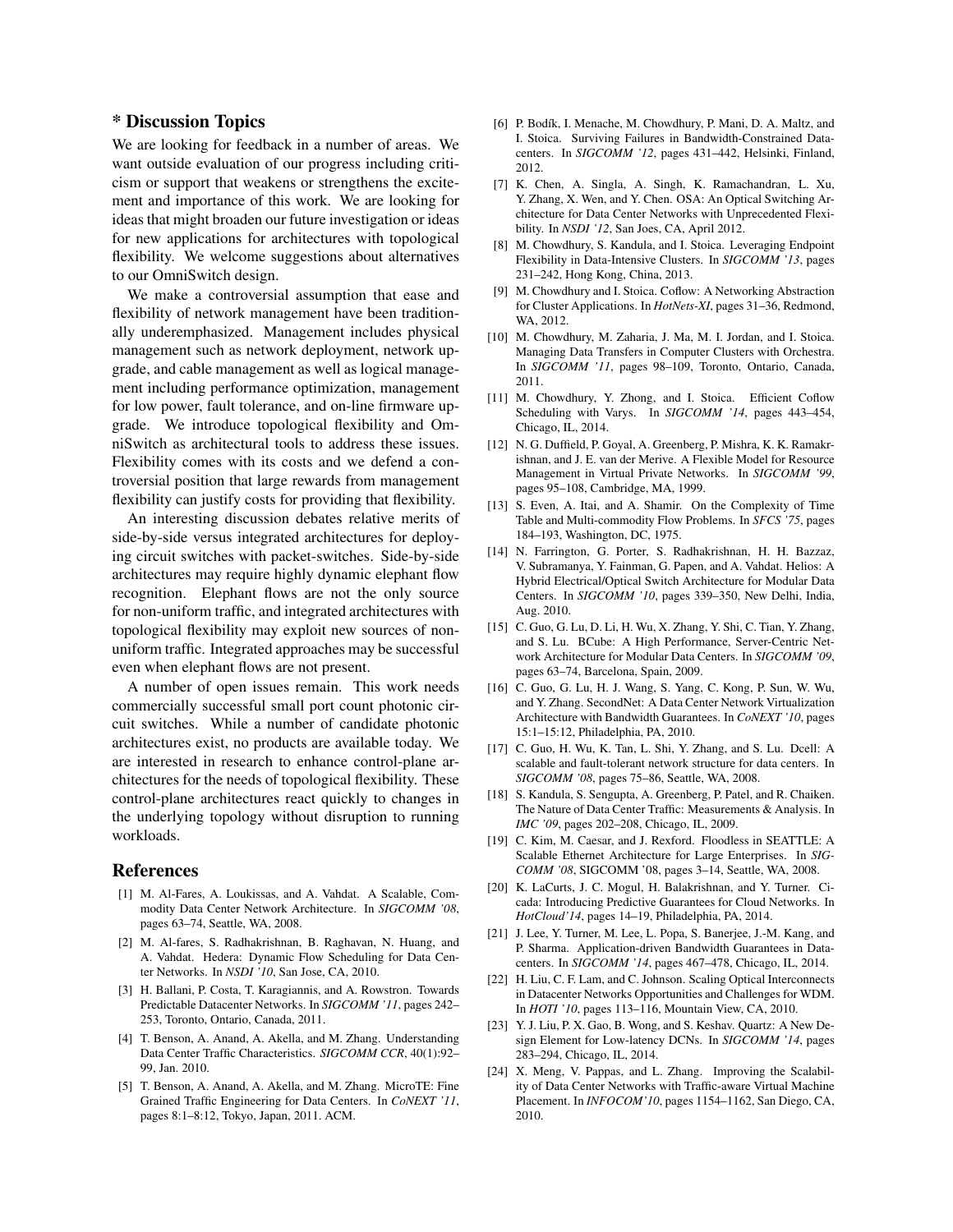## * Discussion Topics

We are looking for feedback in a number of areas. We want outside evaluation of our progress including criticism or support that weakens or strengthens the excitement and importance of this work. We are looking for ideas that might broaden our future investigation or ideas for new applications for architectures with topological flexibility. We welcome suggestions about alternatives to our OmniSwitch design.

We make a controversial assumption that ease and flexibility of network management have been traditionally underemphasized. Management includes physical management such as network deployment, network upgrade, and cable management as well as logical management including performance optimization, management for low power, fault tolerance, and on-line firmware upgrade. We introduce topological flexibility and OmniSwitch as architectural tools to address these issues. Flexibility comes with its costs and we defend a controversial position that large rewards from management flexibility can justify costs for providing that flexibility.

An interesting discussion debates relative merits of side-by-side versus integrated architectures for deploying circuit switches with packet-switches. Side-by-side architectures may require highly dynamic elephant flow recognition. Elephant flows are not the only source for non-uniform traffic, and integrated architectures with topological flexibility may exploit new sources of non-uniform traffic. Integrated approaches may be successful even when elephant flows are not present.

A number of open issues remain. This work needs commercially successful small port count photonic circuit switches. While a number of candidate photonic architectures exist, no products are available today. We are interested in research to enhance control-plane architectures for the needs of topological flexibility. These control-plane architectures react quickly to changes in the underlying topology without disruption to running workloads.

## References

[1] M. Al-Fares, A. Loukissas, and A. Vahdat. A Scalable, Commodity Data Center Network Architecture. In *SIGCOMM '08*, pages 63–74, Seattle, WA, 2008.

[2] M. Al-fares, S. Radhakrishnan, B. Raghavan, N. Huang, and A. Vahdat. Hedera: Dynamic Flow Scheduling for Data Center Networks. In *NSDI '10*, San Jose, CA, 2010.

[3] H. Ballani, P. Costa, T. Karagiannis, and A. Rowstron. Towards Predictable Datacenter Networks. In *SIGCOMM '11*, pages 242–253, Toronto, Ontario, Canada, 2011.

[4] T. Benson, A. Anand, A. Akella, and M. Zhang. Understanding Data Center Traffic Characteristics. *SIGCOMM CCR*, 40(1):92–99, Jan. 2010.

[5] T. Benson, A. Anand, A. Akella, and M. Zhang. MicroTE: Fine Grained Traffic Engineering for Data Centers. In *CoNEXT '11*, pages 8:1–8:12, Tokyo, Japan, 2011. ACM.

[6] P. Bodík, I. Menache, M. Chowdhury, P. Mani, D. A. Maltz, and I. Stoica. Surviving Failures in Bandwidth-Constrained Datacenters. In *SIGCOMM '12*, pages 431–442, Helsinki, Finland, 2012.

[7] K. Chen, A. Singla, A. Singh, K. Ramachandran, L. Xu, Y. Zhang, X. Wen, and Y. Chen. OSA: An Optical Switching Architecture for Data Center Networks with Unprecedented Flexibility. In *NSDI '12*, San Joes, CA, April 2012.

[8] M. Chowdhury, S. Kandula, and I. Stoica. Leveraging Endpoint Flexibility in Data-Intensive Clusters. In *SIGCOMM '13*, pages 231–242, Hong Kong, China, 2013.

[9] M. Chowdhury and I. Stoica. Coflow: A Networking Abstraction for Cluster Applications. In *HotNets-XI*, pages 31–36, Redmond, WA, 2012.

[10] M. Chowdhury, M. Zaharia, J. Ma, M. I. Jordan, and I. Stoica. Managing Data Transfers in Computer Clusters with Orchestra. In *SIGCOMM '11*, pages 98–109, Toronto, Ontario, Canada, 2011.

[11] M. Chowdhury, Y. Zhong, and I. Stoica. Efficient Coflow Scheduling with Varys. In *SIGCOMM '14*, pages 443–454, Chicago, IL, 2014.

[12] N. G. Duffield, P. Goyal, A. Greenberg, P. Mishra, K. K. Ramakrishnan, and J. E. van der Merive. A Flexible Model for Resource Management in Virtual Private Networks. In *SIGCOMM '99*, pages 95–108, Cambridge, MA, 1999.

[13] S. Even, A. Itai, and A. Shamir. On the Complexity of Time Table and Multi-commodity Flow Problems. In *SFCS '75*, pages 184–193, Washington, DC, 1975.

[14] N. Farrington, G. Porter, S. Radhakrishnan, H. H. Bazzaz, V. Subramanya, Y. Fainman, G. Papen, and A. Vahdat. Helios: A Hybrid Electrical/Optical Switch Architecture for Modular Data Centers. In *SIGCOMM '10*, pages 339–350, New Delhi, India, Aug. 2010.

[15] C. Guo, G. Lu, D. Li, H. Wu, X. Zhang, Y. Shi, C. Tian, Y. Zhang, and S. Lu. BCube: A High Performance, Server-Centric Network Architecture for Modular Data Centers. In *SIGCOMM '09*, pages 63–74, Barcelona, Spain, 2009.

[16] C. Guo, G. Lu, H. J. Wang, S. Yang, C. Kong, P. Sun, W. Wu, and Y. Zhang. SecondNet: A Data Center Network Virtualization Architecture with Bandwidth Guarantees. In *CoNEXT '10*, pages 15:1–15:12, Philadelphia, PA, 2010.

[17] C. Guo, H. Wu, K. Tan, L. Shi, Y. Zhang, and S. Lu. Dcell: A scalable and fault-tolerant network structure for data centers. In *SIGCOMM '08*, pages 75–86, Seattle, WA, 2008.

[18] S. Kandula, S. Sengupta, A. Greenberg, P. Patel, and R. Chaiken. The Nature of Data Center Traffic: Measurements & Analysis. In *IMC '09*, pages 202–208, Chicago, IL, 2009.

[19] C. Kim, M. Caesar, and J. Rexford. Floodless in SEATTLE: A Scalable Ethernet Architecture for Large Enterprises. In *SIGCOMM '08*, SIGCOMM '08, pages 3–14, Seattle, WA, 2008.

[20] K. LaCurts, J. C. Mogul, H. Balakrishnan, and Y. Turner. Cicada: Introducing Predictive Guarantees for Cloud Networks. In *HotCloud'14*, pages 14–19, Philadelphia, PA, 2014.

[21] J. Lee, Y. Turner, M. Lee, L. Popa, S. Banerjee, J.-M. Kang, and P. Sharma. Application-driven Bandwidth Guarantees in Datacenters. In *SIGCOMM '14*, pages 467–478, Chicago, IL, 2014.

[22] H. Liu, C. F. Lam, and C. Johnson. Scaling Optical Interconnects in Datacenter Networks Opportunities and Challenges for WDM. In *HOTI '10*, pages 113–116, Mountain View, CA, 2010.

[23] Y. J. Liu, P. X. Gao, B. Wong, and S. Keshav. Quartz: A New Design Element for Low-latency DCNs. In *SIGCOMM '14*, pages 283–294, Chicago, IL, 2014.

[24] X. Meng, V. Pappas, and L. Zhang. Improving the Scalability of Data Center Networks with Traffic-aware Virtual Machine Placement. In *INFOCOM'10*, pages 1154–1162, San Diego, CA, 2010.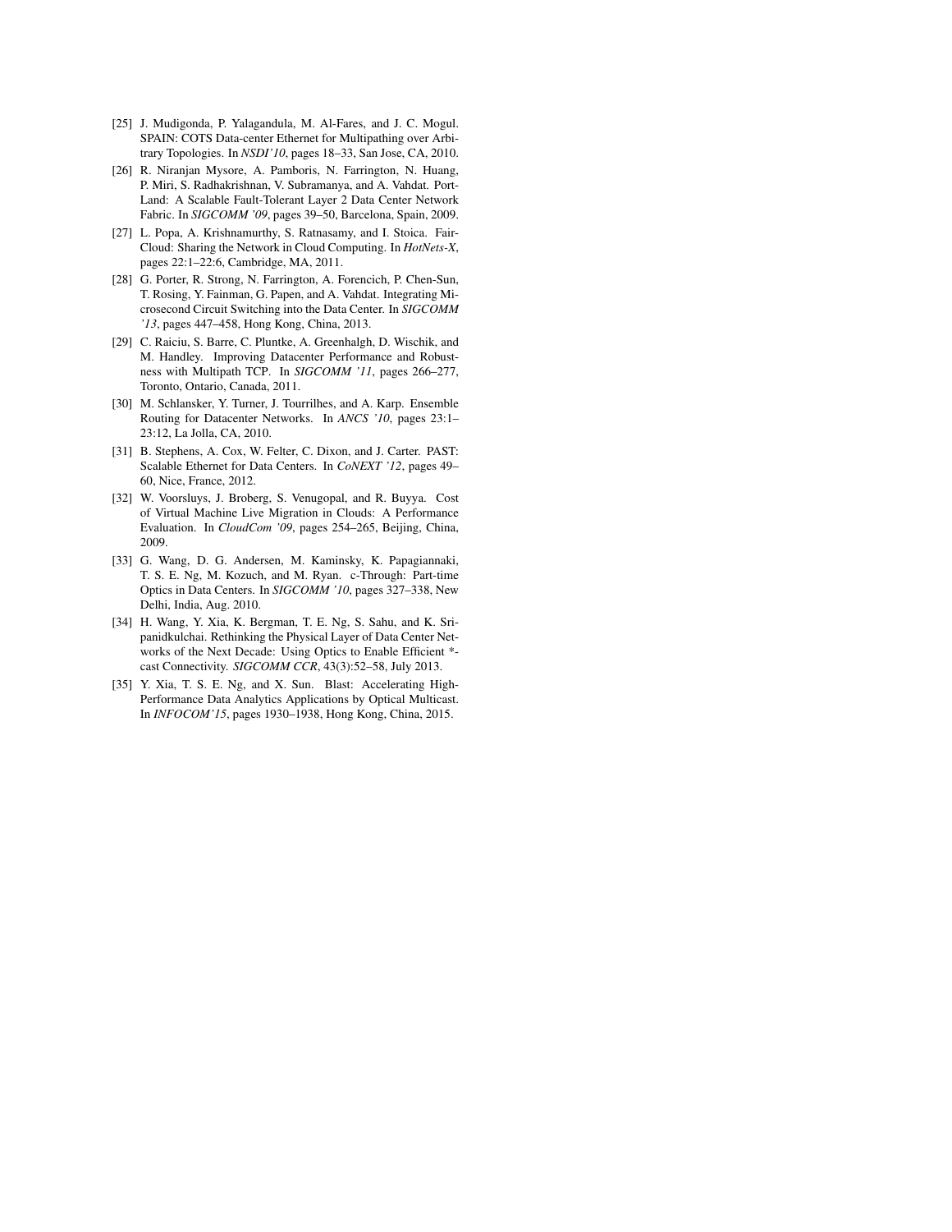[25] J. Mudigonda, P. Yalagandula, M. Al-Fares, and J. C. Mogul. SPAIN: COTS Data-center Ethernet for Multipathing over Arbitrary Topologies. In *NSDI'10*, pages 18–33, San Jose, CA, 2010.

[26] R. Niranjan Mysore, A. Pamboris, N. Farrington, N. Huang, P. Miri, S. Radhakrishnan, V. Subramanya, and A. Vahdat. PortLand: A Scalable Fault-Tolerant Layer 2 Data Center Network Fabric. In *SIGCOMM '09*, pages 39–50, Barcelona, Spain, 2009.

[27] L. Popa, A. Krishnamurthy, S. Ratnasamy, and I. Stoica. FairCloud: Sharing the Network in Cloud Computing. In *HotNets-X*, pages 22:1–22:6, Cambridge, MA, 2011.

[28] G. Porter, R. Strong, N. Farrington, A. Forencich, P. Chen-Sun, T. Rosing, Y. Fainman, G. Papen, and A. Vahdat. Integrating Microsecond Circuit Switching into the Data Center. In *SIGCOMM '13*, pages 447–458, Hong Kong, China, 2013.

[29] C. Raiciu, S. Barre, C. Pluntke, A. Greenhalgh, D. Wischik, and M. Handley. Improving Datacenter Performance and Robustness with Multipath TCP. In *SIGCOMM '11*, pages 266–277, Toronto, Ontario, Canada, 2011.

[30] M. Schlansker, Y. Turner, J. Tourrilhes, and A. Karp. Ensemble Routing for Datacenter Networks. In *ANCS '10*, pages 23:1–23:12, La Jolla, CA, 2010.

[31] B. Stephens, A. Cox, W. Felter, C. Dixon, and J. Carter. PAST: Scalable Ethernet for Data Centers. In *CoNEXT '12*, pages 49–60, Nice, France, 2012.

[32] W. Voorsluys, J. Broberg, S. Venugopal, and R. Buyya. Cost of Virtual Machine Live Migration in Clouds: A Performance Evaluation. In *CloudCom '09*, pages 254–265, Beijing, China, 2009.

[33] G. Wang, D. G. Andersen, M. Kaminsky, K. Papagiannaki, T. S. E. Ng, M. Kozuch, and M. Ryan. c-Through: Part-time Optics in Data Centers. In *SIGCOMM '10*, pages 327–338, New Delhi, India, Aug. 2010.

[34] H. Wang, Y. Xia, K. Bergman, T. E. Ng, S. Sahu, and K. Sripanidkulchai. Rethinking the Physical Layer of Data Center Networks of the Next Decade: Using Optics to Enable Efficient *-cast Connectivity. *SIGCOMM CCR*, 43(3):52–58, July 2013.

[35] Y. Xia, T. S. E. Ng, and X. Sun. Blast: Accelerating High-Performance Data Analytics Applications by Optical Multicast. In *INFOCOM'15*, pages 1930–1938, Hong Kong, China, 2015.